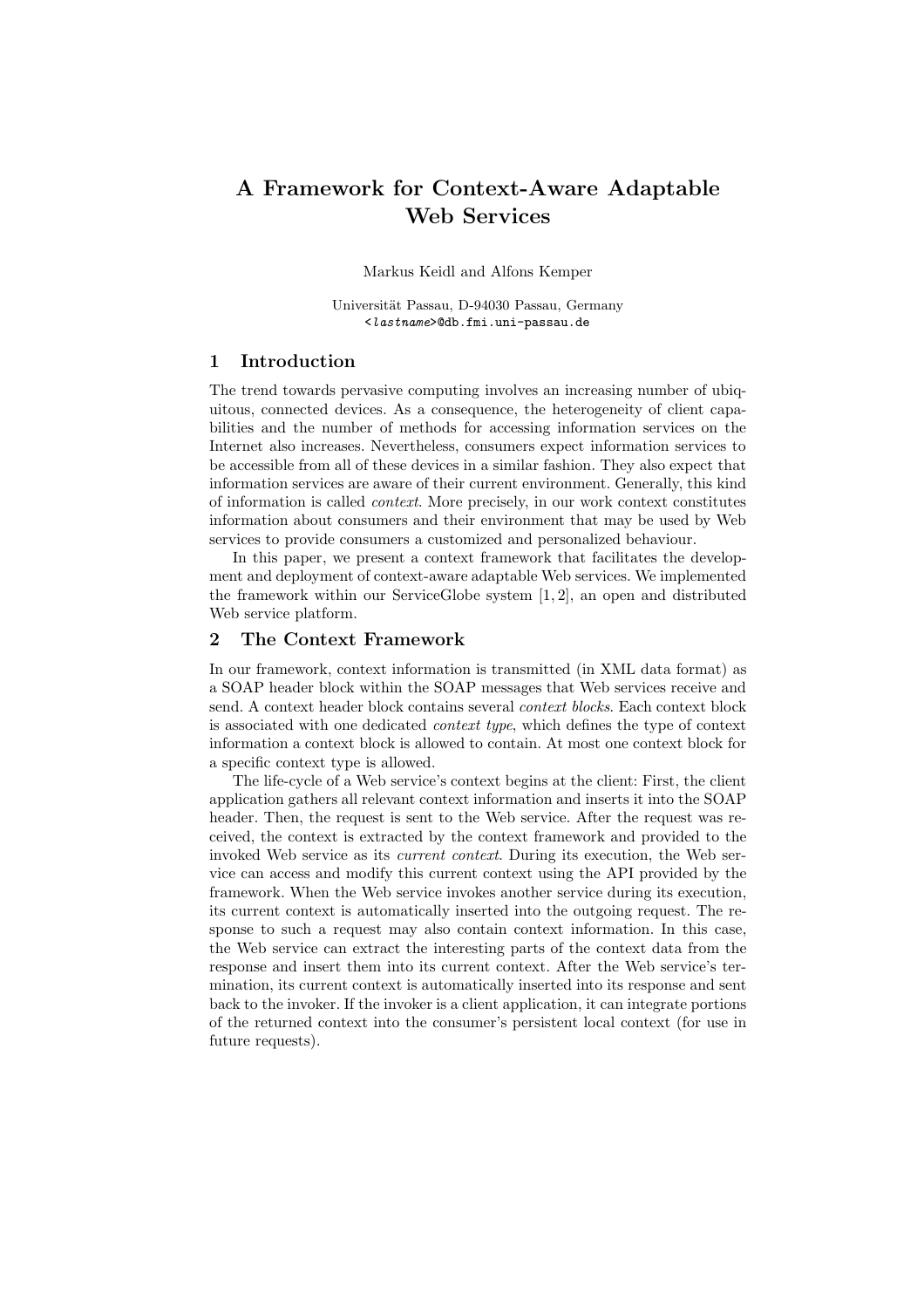# A Framework for Context-Aware Adaptable Web Services

Markus Keidl and Alfons Kemper

Universität Passau, D-94030 Passau, Germany
<*lastname*>@db.fmi.uni-passau.de

## 1 Introduction

The trend towards pervasive computing involves an increasing number of ubiquitous, connected devices. As a consequence, the heterogeneity of client capabilities and the number of methods for accessing information services on the Internet also increases. Nevertheless, consumers expect information services to be accessible from all of these devices in a similar fashion. They also expect that information services are aware of their current environment. Generally, this kind of information is called *context*. More precisely, in our work context constitutes information about consumers and their environment that may be used by Web services to provide consumers a customized and personalized behaviour.

In this paper, we present a context framework that facilitates the development and deployment of context-aware adaptable Web services. We implemented the framework within our ServiceGlobe system [1, 2], an open and distributed Web service platform.

## 2 The Context Framework

In our framework, context information is transmitted (in XML data format) as a SOAP header block within the SOAP messages that Web services receive and send. A context header block contains several *context blocks*. Each context block is associated with one dedicated *context type*, which defines the type of context information a context block is allowed to contain. At most one context block for a specific context type is allowed.

The life-cycle of a Web service's context begins at the client: First, the client application gathers all relevant context information and inserts it into the SOAP header. Then, the request is sent to the Web service. After the request was received, the context is extracted by the context framework and provided to the invoked Web service as its *current context*. During its execution, the Web service can access and modify this current context using the API provided by the framework. When the Web service invokes another service during its execution, its current context is automatically inserted into the outgoing request. The response to such a request may also contain context information. In this case, the Web service can extract the interesting parts of the context data from the response and insert them into its current context. After the Web service's termination, its current context is automatically inserted into its response and sent back to the invoker. If the invoker is a client application, it can integrate portions of the returned context into the consumer's persistent local context (for use in future requests).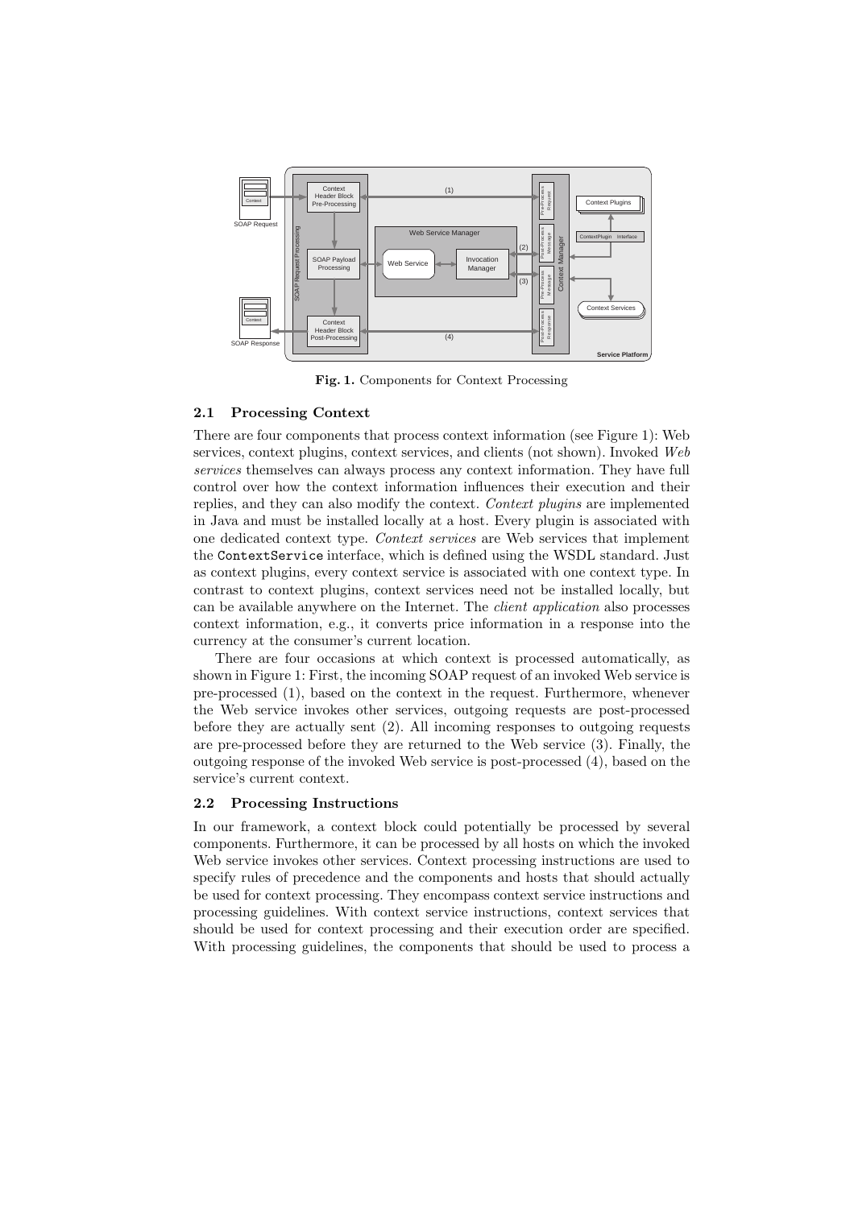**Fig. 1.** Components for Context Processing

### 2.1 Processing Context

There are four components that process context information (see Figure 1): Web services, context plugins, context services, and clients (not shown). Invoked *Web services* themselves can always process any context information. They have full control over how the context information influences their execution and their replies, and they can also modify the context. *Context plugins* are implemented in Java and must be installed locally at a host. Every plugin is associated with one dedicated context type. *Context services* are Web services that implement the `ContextService` interface, which is defined using the WSDL standard. Just as context plugins, every context service is associated with one context type. In contrast to context plugins, context services need not be installed locally, but can be available anywhere on the Internet. The *client application* also processes context information, e.g., it converts price information in a response into the currency at the consumer's current location.

There are four occasions at which context is processed automatically, as shown in Figure 1: First, the incoming SOAP request of an invoked Web service is pre-processed (1), based on the context in the request. Furthermore, whenever the Web service invokes other services, outgoing requests are post-processed before they are actually sent (2). All incoming responses to outgoing requests are pre-processed before they are returned to the Web service (3). Finally, the outgoing response of the invoked Web service is post-processed (4), based on the service's current context.

### 2.2 Processing Instructions

In our framework, a context block could potentially be processed by several components. Furthermore, it can be processed by all hosts on which the invoked Web service invokes other services. Context processing instructions are used to specify rules of precedence and the components and hosts that should actually be used for context processing. They encompass context service instructions and processing guidelines. With context service instructions, context services that should be used for context processing and their execution order are specified. With processing guidelines, the components that should be used to process a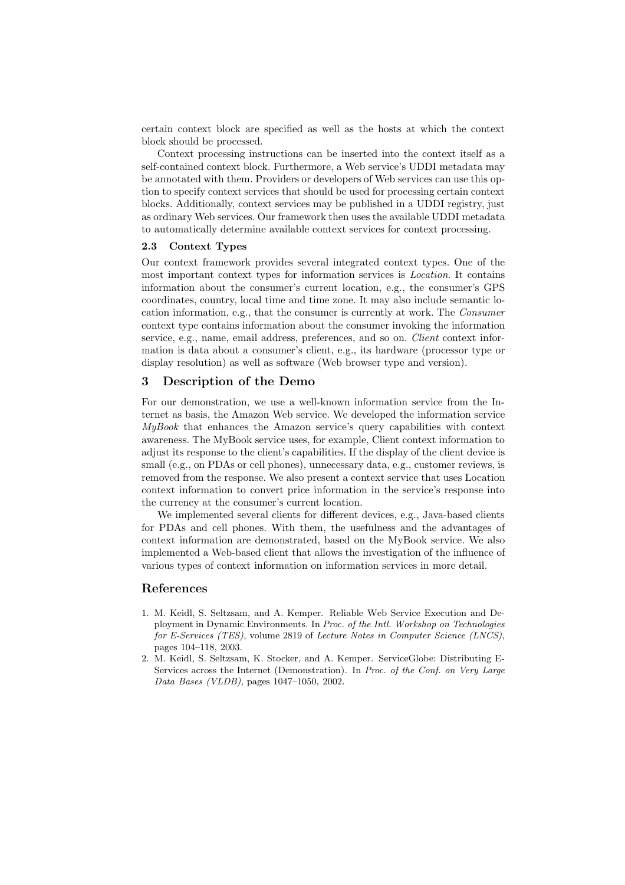certain context block are specified as well as the hosts at which the context block should be processed.

Context processing instructions can be inserted into the context itself as a self-contained context block. Furthermore, a Web service's UDDI metadata may be annotated with them. Providers or developers of Web services can use this option to specify context services that should be used for processing certain context blocks. Additionally, context services may be published in a UDDI registry, just as ordinary Web services. Our framework then uses the available UDDI metadata to automatically determine available context services for context processing.

### 2.3 Context Types

Our context framework provides several integrated context types. One of the most important context types for information services is *Location*. It contains information about the consumer's current location, e.g., the consumer's GPS coordinates, country, local time and time zone. It may also include semantic location information, e.g., that the consumer is currently at work. The *Consumer* context type contains information about the consumer invoking the information service, e.g., name, email address, preferences, and so on. *Client* context information is data about a consumer's client, e.g., its hardware (processor type or display resolution) as well as software (Web browser type and version).

## 3 Description of the Demo

For our demonstration, we use a well-known information service from the Internet as basis, the Amazon Web service. We developed the information service *MyBook* that enhances the Amazon service's query capabilities with context awareness. The MyBook service uses, for example, Client context information to adjust its response to the client's capabilities. If the display of the client device is small (e.g., on PDAs or cell phones), unnecessary data, e.g., customer reviews, is removed from the response. We also present a context service that uses Location context information to convert price information in the service's response into the currency at the consumer's current location.

We implemented several clients for different devices, e.g., Java-based clients for PDAs and cell phones. With them, the usefulness and the advantages of context information are demonstrated, based on the MyBook service. We also implemented a Web-based client that allows the investigation of the influence of various types of context information on information services in more detail.

## References

1. M. Keidl, S. Seltzsam, and A. Kemper. Reliable Web Service Execution and Deployment in Dynamic Environments. In *Proc. of the Intl. Workshop on Technologies for E-Services (TES)*, volume 2819 of *Lecture Notes in Computer Science (LNCS)*, pages 104–118, 2003.
2. M. Keidl, S. Seltzsam, K. Stocker, and A. Kemper. ServiceGlobe: Distributing E-Services across the Internet (Demonstration). In *Proc. of the Conf. on Very Large Data Bases (VLDB)*, pages 1047–1050, 2002.